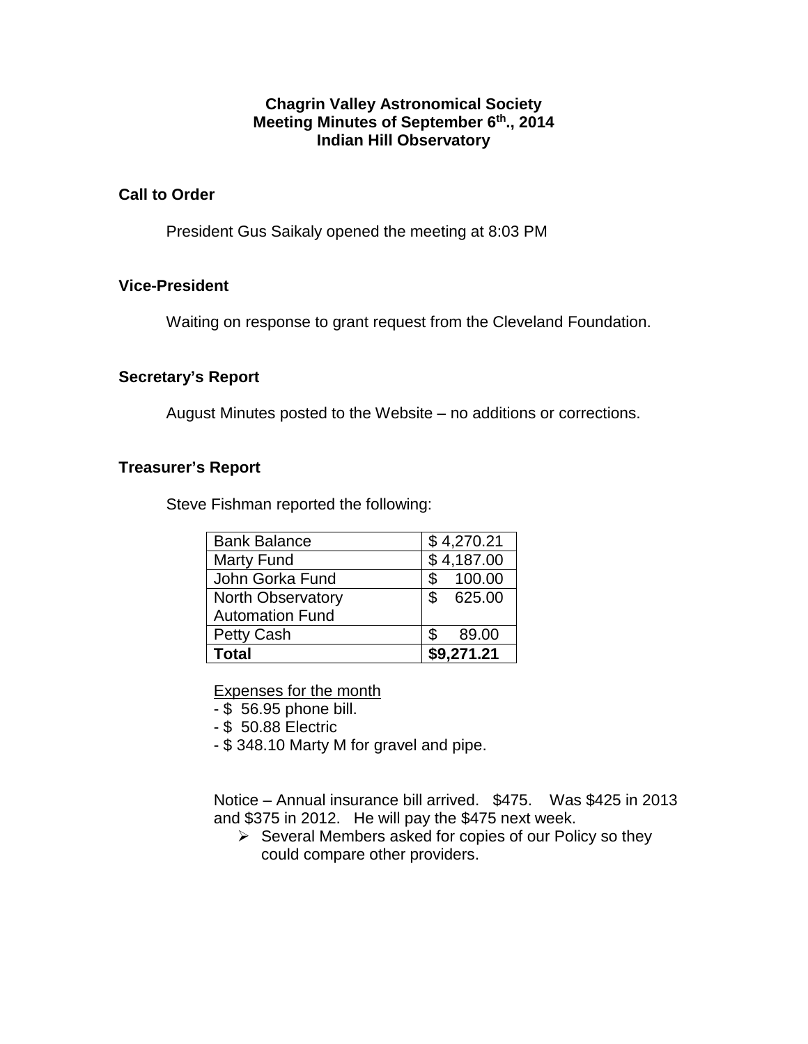**Chagrin Valley Astronomical Society**
**Meeting Minutes of September 6th., 2014**
**Indian Hill Observatory**

## Call to Order

President Gus Saikaly opened the meeting at 8:03 PM

## Vice-President

Waiting on response to grant request from the Cleveland Foundation.

## Secretary's Report

August Minutes posted to the Website – no additions or corrections.

## Treasurer's Report

Steve Fishman reported the following:

| | |
|---|---|
| Bank Balance | $ 4,270.21 |
| Marty Fund | $ 4,187.00 |
| John Gorka Fund | $ 100.00 |
| North Observatory Automation Fund | $ 625.00 |
| Petty Cash | $ 89.00 |
| **Total** | **$9,271.21** |

Expenses for the month

- $ 56.95 phone bill.
- $ 50.88 Electric
- $ 348.10 Marty M for gravel and pipe.

Notice – Annual insurance bill arrived. $475. Was $425 in 2013 and $375 in 2012. He will pay the $475 next week.

- Several Members asked for copies of our Policy so they could compare other providers.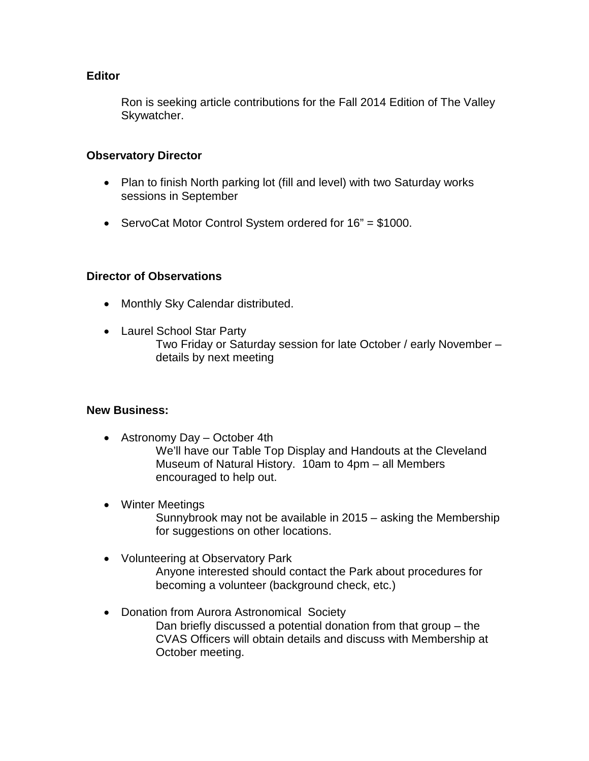**Editor**

Ron is seeking article contributions for the Fall 2014 Edition of The Valley Skywatcher.

**Observatory Director**

- Plan to finish North parking lot (fill and level) with two Saturday works sessions in September
- ServoCat Motor Control System ordered for 16" = $1000.

**Director of Observations**

- Monthly Sky Calendar distributed.
- Laurel School Star Party
  Two Friday or Saturday session for late October / early November – details by next meeting

**New Business:**

- Astronomy Day – October 4th
  We'll have our Table Top Display and Handouts at the Cleveland Museum of Natural History. 10am to 4pm – all Members encouraged to help out.
- Winter Meetings
  Sunnybrook may not be available in 2015 – asking the Membership for suggestions on other locations.
- Volunteering at Observatory Park
  Anyone interested should contact the Park about procedures for becoming a volunteer (background check, etc.)
- Donation from Aurora Astronomical Society
  Dan briefly discussed a potential donation from that group – the CVAS Officers will obtain details and discuss with Membership at October meeting.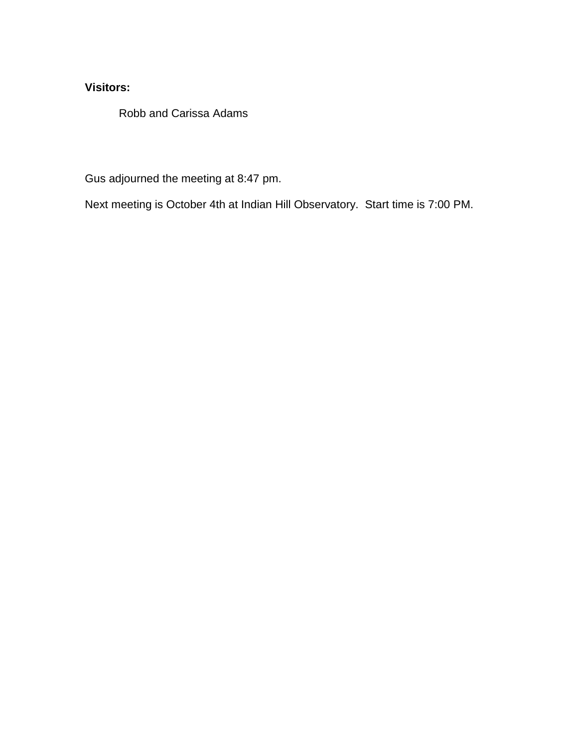**Visitors:**

Robb and Carissa Adams

Gus adjourned the meeting at 8:47 pm.

Next meeting is October 4th at Indian Hill Observatory.  Start time is 7:00 PM.